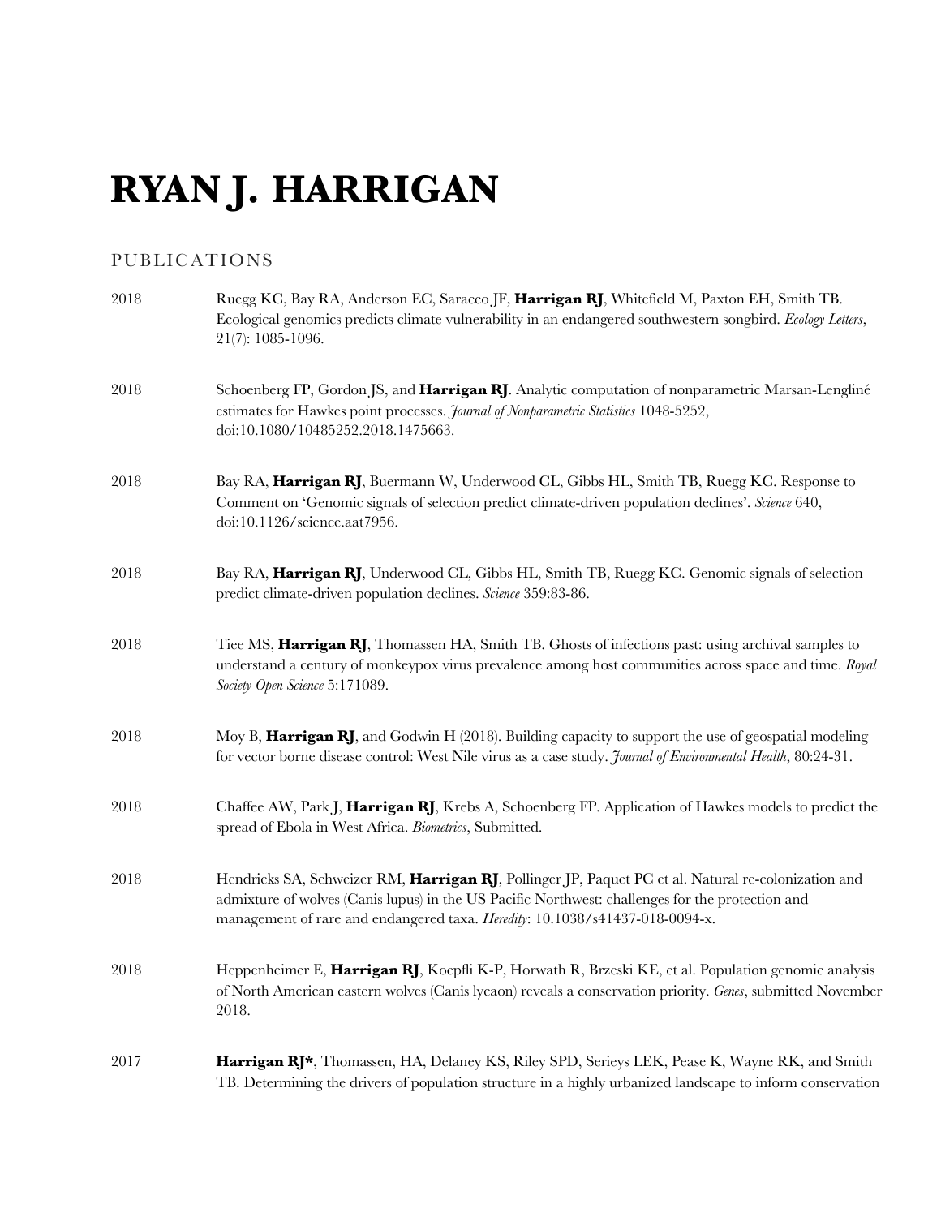# RYAN J. HARRIGAN

## PUBLICATIONS

2018 Ruegg KC, Bay RA, Anderson EC, Saracco JF, **Harrigan RJ**, Whitefield M, Paxton EH, Smith TB. Ecological genomics predicts climate vulnerability in an endangered southwestern songbird. *Ecology Letters*, 21(7): 1085-1096.

2018 Schoenberg FP, Gordon JS, and **Harrigan RJ**. Analytic computation of nonparametric Marsan-Lengliné estimates for Hawkes point processes. *Journal of Nonparametric Statistics* 1048-5252, doi:10.1080/10485252.2018.1475663.

2018 Bay RA, **Harrigan RJ**, Buermann W, Underwood CL, Gibbs HL, Smith TB, Ruegg KC. Response to Comment on 'Genomic signals of selection predict climate-driven population declines'. *Science* 640, doi:10.1126/science.aat7956.

2018 Bay RA, **Harrigan RJ**, Underwood CL, Gibbs HL, Smith TB, Ruegg KC. Genomic signals of selection predict climate-driven population declines. *Science* 359:83-86.

2018 Tiee MS, **Harrigan RJ**, Thomassen HA, Smith TB. Ghosts of infections past: using archival samples to understand a century of monkeypox virus prevalence among host communities across space and time. *Royal Society Open Science* 5:171089.

2018 Moy B, **Harrigan RJ**, and Godwin H (2018). Building capacity to support the use of geospatial modeling for vector borne disease control: West Nile virus as a case study. *Journal of Environmental Health*, 80:24-31.

2018 Chaffee AW, Park J, **Harrigan RJ**, Krebs A, Schoenberg FP. Application of Hawkes models to predict the spread of Ebola in West Africa. *Biometrics*, Submitted.

2018 Hendricks SA, Schweizer RM, **Harrigan RJ**, Pollinger JP, Paquet PC et al. Natural re-colonization and admixture of wolves (Canis lupus) in the US Pacific Northwest: challenges for the protection and management of rare and endangered taxa. *Heredity*: 10.1038/s41437-018-0094-x.

2018 Heppenheimer E, **Harrigan RJ**, Koepfli K-P, Horwath R, Brzeski KE, et al. Population genomic analysis of North American eastern wolves (Canis lycaon) reveals a conservation priority. *Genes*, submitted November 2018.

2017 **Harrigan RJ***, Thomassen, HA, Delaney KS, Riley SPD, Serieys LEK, Pease K, Wayne RK, and Smith TB. Determining the drivers of population structure in a highly urbanized landscape to inform conservation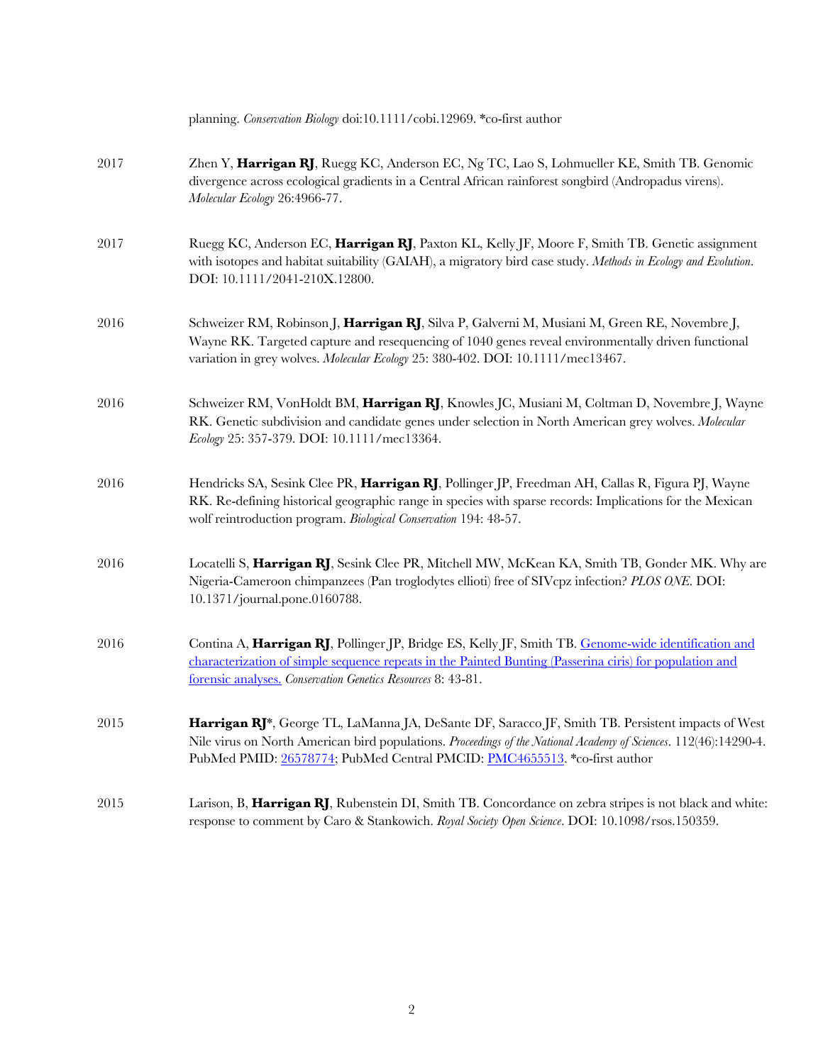planning. *Conservation Biology* doi:10.1111/cobi.12969. *co-first author

2017 Zhen Y, **Harrigan RJ**, Ruegg KC, Anderson EC, Ng TC, Lao S, Lohmueller KE, Smith TB. Genomic divergence across ecological gradients in a Central African rainforest songbird (Andropadus virens). *Molecular Ecology* 26:4966-77.

2017 Ruegg KC, Anderson EC, **Harrigan RJ**, Paxton KL, Kelly JF, Moore F, Smith TB. Genetic assignment with isotopes and habitat suitability (GAIAH), a migratory bird case study. *Methods in Ecology and Evolution*. DOI: 10.1111/2041-210X.12800.

2016 Schweizer RM, Robinson J, **Harrigan RJ**, Silva P, Galverni M, Musiani M, Green RE, Novembre J, Wayne RK. Targeted capture and resequencing of 1040 genes reveal environmentally driven functional variation in grey wolves. *Molecular Ecology* 25: 380-402. DOI: 10.1111/mec13467.

2016 Schweizer RM, VonHoldt BM, **Harrigan RJ**, Knowles JC, Musiani M, Coltman D, Novembre J, Wayne RK. Genetic subdivision and candidate genes under selection in North American grey wolves. *Molecular Ecology* 25: 357-379. DOI: 10.1111/mec13364.

2016 Hendricks SA, Sesink Clee PR, **Harrigan RJ**, Pollinger JP, Freedman AH, Callas R, Figura PJ, Wayne RK. Re-defining historical geographic range in species with sparse records: Implications for the Mexican wolf reintroduction program. *Biological Conservation* 194: 48-57.

2016 Locatelli S, **Harrigan RJ**, Sesink Clee PR, Mitchell MW, McKean KA, Smith TB, Gonder MK. Why are Nigeria-Cameroon chimpanzees (Pan troglodytes ellioti) free of SIVcpz infection? *PLOS ONE*. DOI: 10.1371/journal.pone.0160788.

2016 Contina A, **Harrigan RJ**, Pollinger JP, Bridge ES, Kelly JF, Smith TB. Genome-wide identification and characterization of simple sequence repeats in the Painted Bunting (Passerina ciris) for population and forensic analyses. *Conservation Genetics Resources* 8: 43-81.

2015 **Harrigan RJ***, George TL, LaManna JA, DeSante DF, Saracco JF, Smith TB. Persistent impacts of West Nile virus on North American bird populations. *Proceedings of the National Academy of Sciences*. 112(46):14290-4. PubMed PMID: 26578774; PubMed Central PMCID: PMC4655513. *co-first author

2015 Larison, B, **Harrigan RJ**, Rubenstein DI, Smith TB. Concordance on zebra stripes is not black and white: response to comment by Caro & Stankowich. *Royal Society Open Science*. DOI: 10.1098/rsos.150359.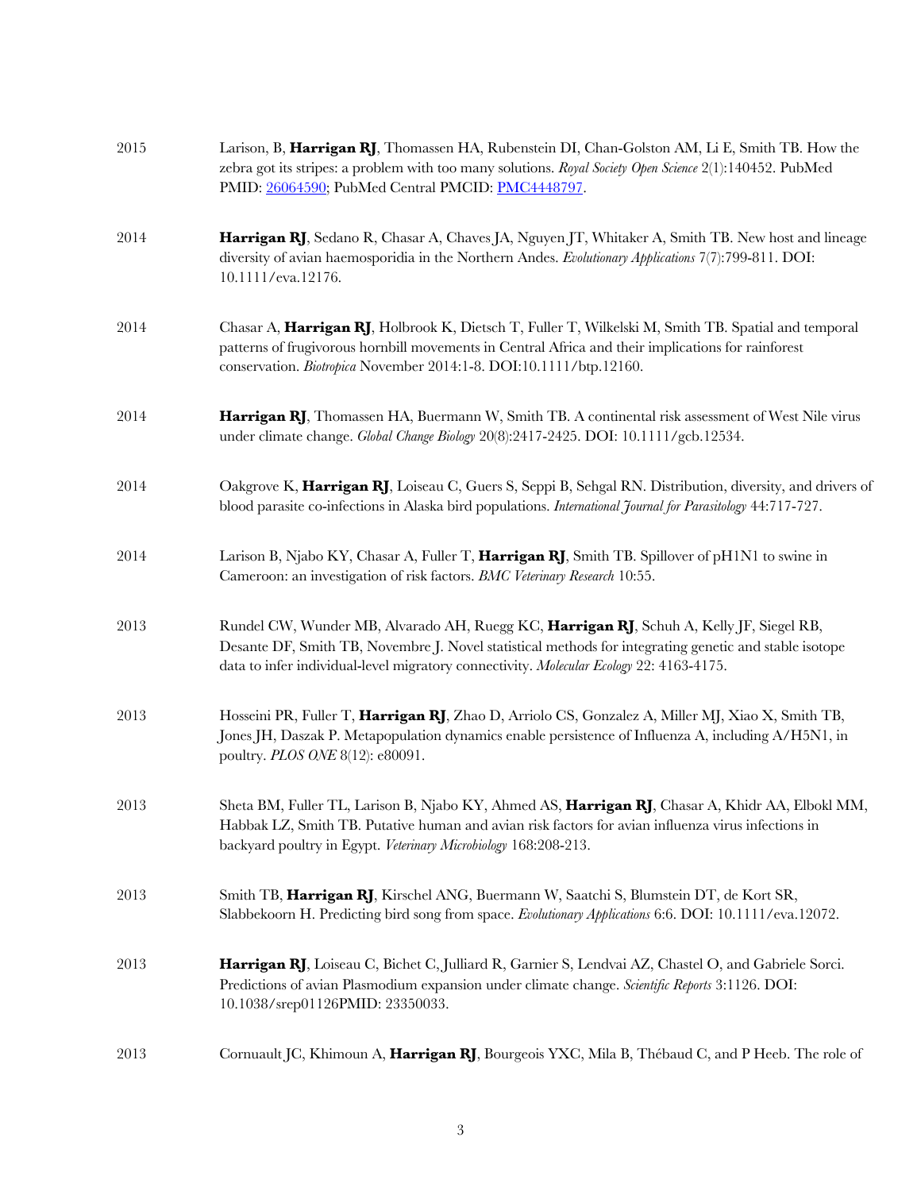2015 Larison, B, **Harrigan RJ**, Thomassen HA, Rubenstein DI, Chan-Golston AM, Li E, Smith TB. How the zebra got its stripes: a problem with too many solutions. *Royal Society Open Science* 2(1):140452. PubMed PMID: [26064590](26064590); PubMed Central PMCID: [PMC4448797](PMC4448797).

2014 **Harrigan RJ**, Sedano R, Chasar A, Chaves JA, Nguyen JT, Whitaker A, Smith TB. New host and lineage diversity of avian haemosporidia in the Northern Andes. *Evolutionary Applications* 7(7):799-811. DOI: 10.1111/eva.12176.

2014 Chasar A, **Harrigan RJ**, Holbrook K, Dietsch T, Fuller T, Wilkelski M, Smith TB. Spatial and temporal patterns of frugivorous hornbill movements in Central Africa and their implications for rainforest conservation. *Biotropica* November 2014:1-8. DOI:10.1111/btp.12160.

2014 **Harrigan RJ**, Thomassen HA, Buermann W, Smith TB. A continental risk assessment of West Nile virus under climate change. *Global Change Biology* 20(8):2417-2425. DOI: 10.1111/gcb.12534.

2014 Oakgrove K, **Harrigan RJ**, Loiseau C, Guers S, Seppi B, Sehgal RN. Distribution, diversity, and drivers of blood parasite co-infections in Alaska bird populations. *International Journal for Parasitology* 44:717-727.

2014 Larison B, Njabo KY, Chasar A, Fuller T, **Harrigan RJ**, Smith TB. Spillover of pH1N1 to swine in Cameroon: an investigation of risk factors. *BMC Veterinary Research* 10:55.

2013 Rundel CW, Wunder MB, Alvarado AH, Ruegg KC, **Harrigan RJ**, Schuh A, Kelly JF, Siegel RB, Desante DF, Smith TB, Novembre J. Novel statistical methods for integrating genetic and stable isotope data to infer individual-level migratory connectivity. *Molecular Ecology* 22: 4163-4175.

2013 Hosseini PR, Fuller T, **Harrigan RJ**, Zhao D, Arriolo CS, Gonzalez A, Miller MJ, Xiao X, Smith TB, Jones JH, Daszak P. Metapopulation dynamics enable persistence of Influenza A, including A/H5N1, in poultry. *PLOS ONE* 8(12): e80091.

2013 Sheta BM, Fuller TL, Larison B, Njabo KY, Ahmed AS, **Harrigan RJ**, Chasar A, Khidr AA, Elbokl MM, Habbak LZ, Smith TB. Putative human and avian risk factors for avian influenza virus infections in backyard poultry in Egypt. *Veterinary Microbiology* 168:208-213.

2013 Smith TB, **Harrigan RJ**, Kirschel ANG, Buermann W, Saatchi S, Blumstein DT, de Kort SR, Slabbekoorn H. Predicting bird song from space. *Evolutionary Applications* 6:6. DOI: 10.1111/eva.12072.

2013 **Harrigan RJ**, Loiseau C, Bichet C, Julliard R, Garnier S, Lendvai AZ, Chastel O, and Gabriele Sorci. Predictions of avian Plasmodium expansion under climate change. *Scientific Reports* 3:1126. DOI: 10.1038/srep01126PMID: 23350033.

2013 Cornuault JC, Khimoun A, **Harrigan RJ**, Bourgeois YXC, Mila B, Thébaud C, and P Heeb. The role of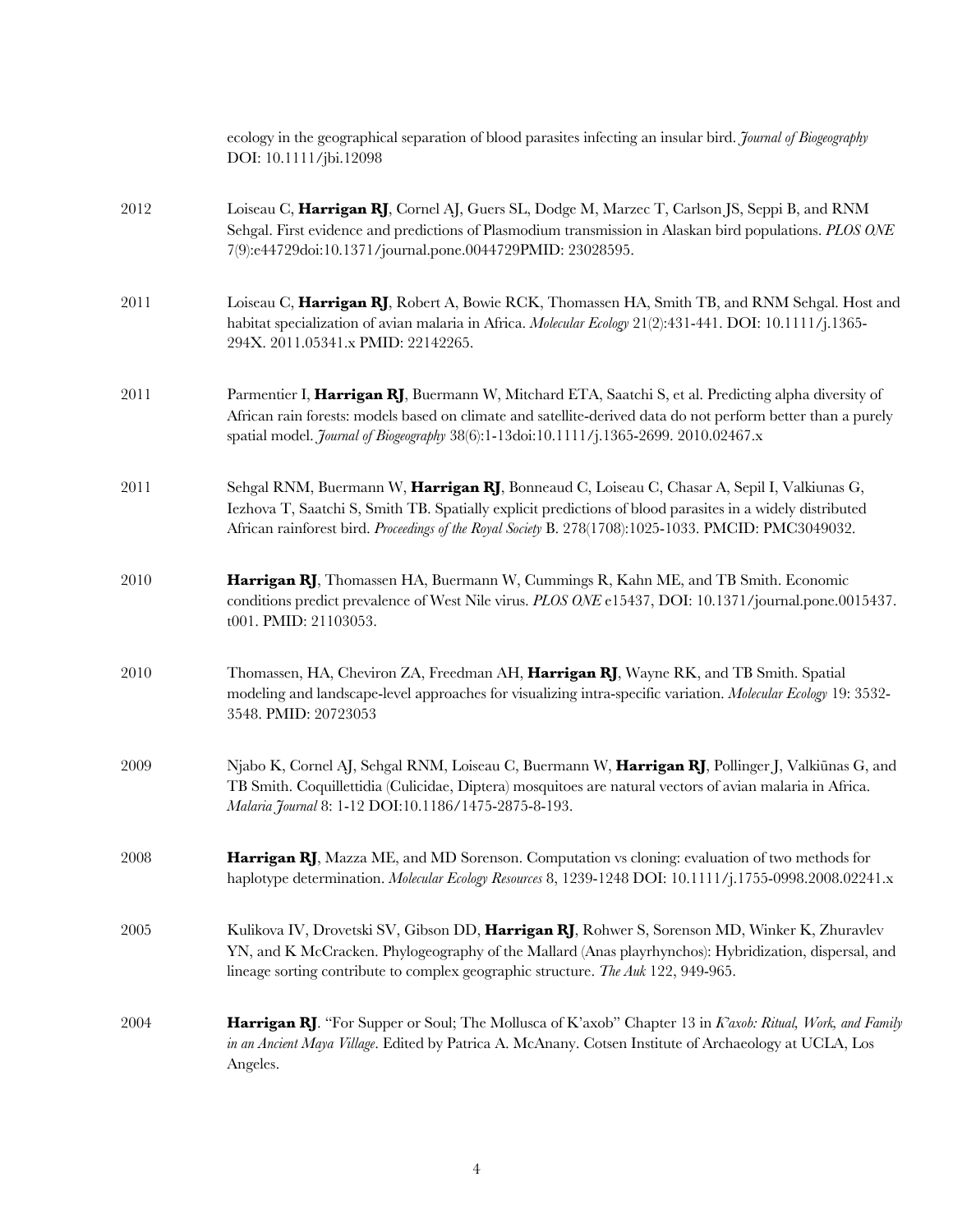ecology in the geographical separation of blood parasites infecting an insular bird. *Journal of Biogeography* DOI: 10.1111/jbi.12098

2012 Loiseau C, **Harrigan RJ**, Cornel AJ, Guers SL, Dodge M, Marzec T, Carlson JS, Seppi B, and RNM Sehgal. First evidence and predictions of Plasmodium transmission in Alaskan bird populations. *PLOS ONE* 7(9):e44729doi:10.1371/journal.pone.0044729PMID: 23028595.

2011 Loiseau C, **Harrigan RJ**, Robert A, Bowie RCK, Thomassen HA, Smith TB, and RNM Sehgal. Host and habitat specialization of avian malaria in Africa. *Molecular Ecology* 21(2):431-441. DOI: 10.1111/j.1365-294X. 2011.05341.x PMID: 22142265.

2011 Parmentier I, **Harrigan RJ**, Buermann W, Mitchard ETA, Saatchi S, et al. Predicting alpha diversity of African rain forests: models based on climate and satellite-derived data do not perform better than a purely spatial model. *Journal of Biogeography* 38(6):1-13doi:10.1111/j.1365-2699. 2010.02467.x

2011 Sehgal RNM, Buermann W, **Harrigan RJ**, Bonneaud C, Loiseau C, Chasar A, Sepil I, Valkiunas G, Iezhova T, Saatchi S, Smith TB. Spatially explicit predictions of blood parasites in a widely distributed African rainforest bird. *Proceedings of the Royal Society* B. 278(1708):1025-1033. PMCID: PMC3049032.

2010 **Harrigan RJ**, Thomassen HA, Buermann W, Cummings R, Kahn ME, and TB Smith. Economic conditions predict prevalence of West Nile virus. *PLOS ONE* e15437, DOI: 10.1371/journal.pone.0015437. t001. PMID: 21103053.

2010 Thomassen, HA, Cheviron ZA, Freedman AH, **Harrigan RJ**, Wayne RK, and TB Smith. Spatial modeling and landscape-level approaches for visualizing intra-specific variation. *Molecular Ecology* 19: 3532-3548. PMID: 20723053

2009 Njabo K, Cornel AJ, Sehgal RNM, Loiseau C, Buermann W, **Harrigan RJ**, Pollinger J, Valkiūnas G, and TB Smith. Coquillettidia (Culicidae, Diptera) mosquitoes are natural vectors of avian malaria in Africa. *Malaria Journal* 8: 1-12 DOI:10.1186/1475-2875-8-193.

2008 **Harrigan RJ**, Mazza ME, and MD Sorenson. Computation vs cloning: evaluation of two methods for haplotype determination. *Molecular Ecology Resources* 8, 1239-1248 DOI: 10.1111/j.1755-0998.2008.02241.x

2005 Kulikova IV, Drovetski SV, Gibson DD, **Harrigan RJ**, Rohwer S, Sorenson MD, Winker K, Zhuravlev YN, and K McCracken. Phylogeography of the Mallard (Anas playrhynchos): Hybridization, dispersal, and lineage sorting contribute to complex geographic structure. *The Auk* 122, 949-965.

2004 **Harrigan RJ**. "For Supper or Soul; The Mollusca of K'axob" Chapter 13 in *K'axob: Ritual, Work, and Family in an Ancient Maya Village*. Edited by Patrica A. McAnany. Cotsen Institute of Archaeology at UCLA, Los Angeles.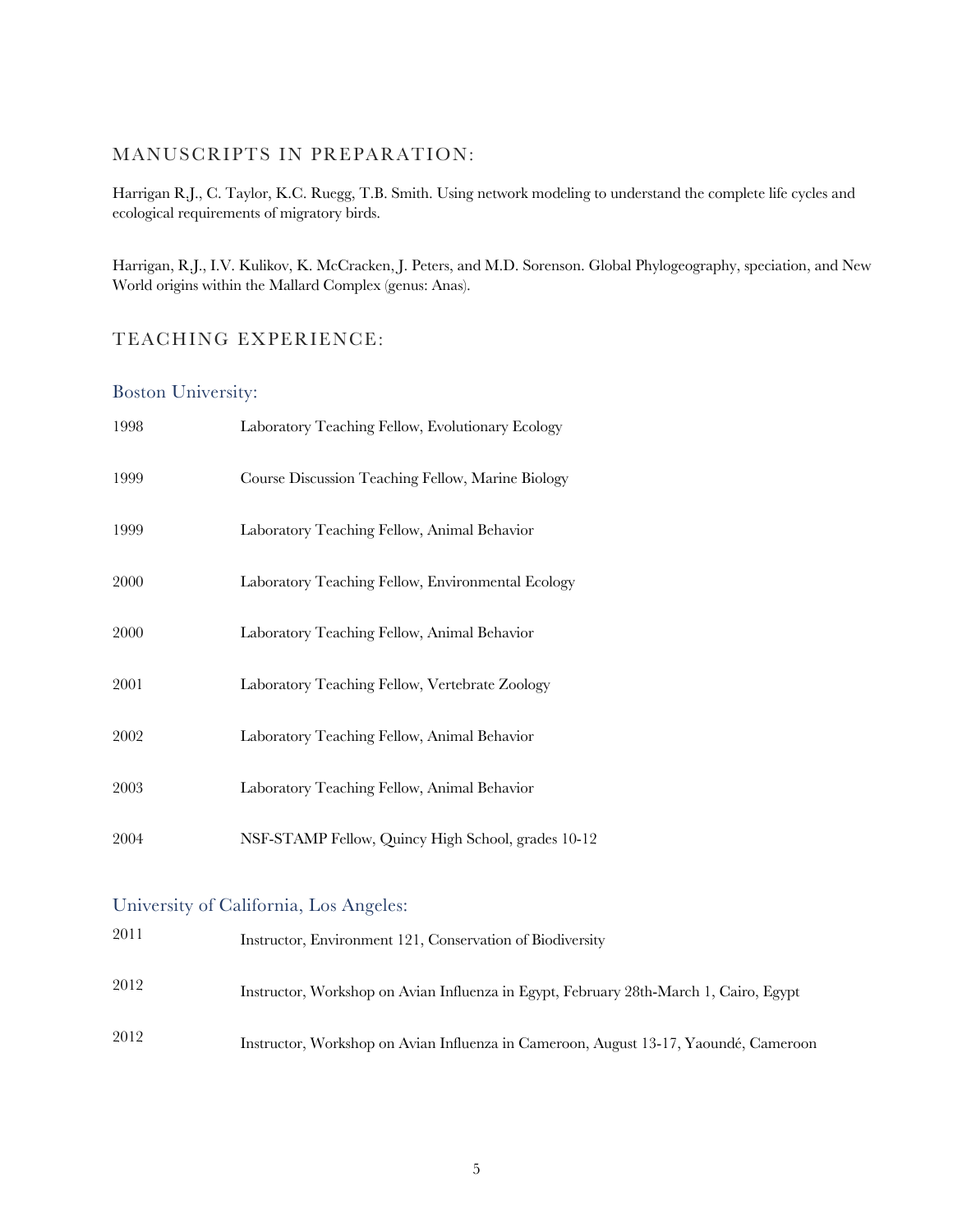## MANUSCRIPTS IN PREPARATION:

Harrigan R.J., C. Taylor, K.C. Ruegg, T.B. Smith. Using network modeling to understand the complete life cycles and ecological requirements of migratory birds.

Harrigan, R.J., I.V. Kulikov, K. McCracken, J. Peters, and M.D. Sorenson. Global Phylogeography, speciation, and New World origins within the Mallard Complex (genus: Anas).

## TEACHING EXPERIENCE:

### Boston University:

1998 Laboratory Teaching Fellow, Evolutionary Ecology

1999 Course Discussion Teaching Fellow, Marine Biology

1999 Laboratory Teaching Fellow, Animal Behavior

2000 Laboratory Teaching Fellow, Environmental Ecology

2000 Laboratory Teaching Fellow, Animal Behavior

2001 Laboratory Teaching Fellow, Vertebrate Zoology

2002 Laboratory Teaching Fellow, Animal Behavior

2003 Laboratory Teaching Fellow, Animal Behavior

2004 NSF-STAMP Fellow, Quincy High School, grades 10-12

### University of California, Los Angeles:

2011 Instructor, Environment 121, Conservation of Biodiversity

2012 Instructor, Workshop on Avian Influenza in Egypt, February 28th-March 1, Cairo, Egypt

2012 Instructor, Workshop on Avian Influenza in Cameroon, August 13-17, Yaoundé, Cameroon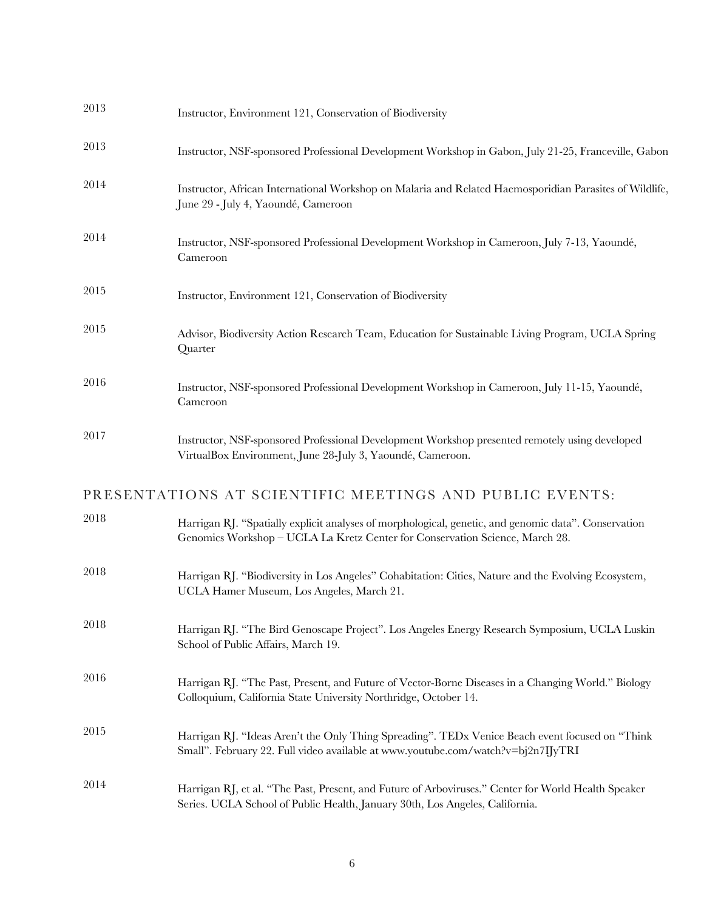2013 Instructor, Environment 121, Conservation of Biodiversity

2013 Instructor, NSF-sponsored Professional Development Workshop in Gabon, July 21-25, Franceville, Gabon

2014 Instructor, African International Workshop on Malaria and Related Haemosporidian Parasites of Wildlife, June 29 - July 4, Yaoundé, Cameroon

2014 Instructor, NSF-sponsored Professional Development Workshop in Cameroon, July 7-13, Yaoundé, Cameroon

2015 Instructor, Environment 121, Conservation of Biodiversity

2015 Advisor, Biodiversity Action Research Team, Education for Sustainable Living Program, UCLA Spring Quarter

2016 Instructor, NSF-sponsored Professional Development Workshop in Cameroon, July 11-15, Yaoundé, Cameroon

2017 Instructor, NSF-sponsored Professional Development Workshop presented remotely using developed VirtualBox Environment, June 28-July 3, Yaoundé, Cameroon.

## PRESENTATIONS AT SCIENTIFIC MEETINGS AND PUBLIC EVENTS:

2018 Harrigan RJ. "Spatially explicit analyses of morphological, genetic, and genomic data". Conservation Genomics Workshop – UCLA La Kretz Center for Conservation Science, March 28.

2018 Harrigan RJ. "Biodiversity in Los Angeles" Cohabitation: Cities, Nature and the Evolving Ecosystem, UCLA Hamer Museum, Los Angeles, March 21.

2018 Harrigan RJ. "The Bird Genoscape Project". Los Angeles Energy Research Symposium, UCLA Luskin School of Public Affairs, March 19.

2016 Harrigan RJ. "The Past, Present, and Future of Vector-Borne Diseases in a Changing World." Biology Colloquium, California State University Northridge, October 14.

2015 Harrigan RJ. "Ideas Aren't the Only Thing Spreading". TEDx Venice Beach event focused on "Think Small". February 22. Full video available at www.youtube.com/watch?v=bj2n7IJyTRI

2014 Harrigan RJ, et al. "The Past, Present, and Future of Arboviruses." Center for World Health Speaker Series. UCLA School of Public Health, January 30th, Los Angeles, California.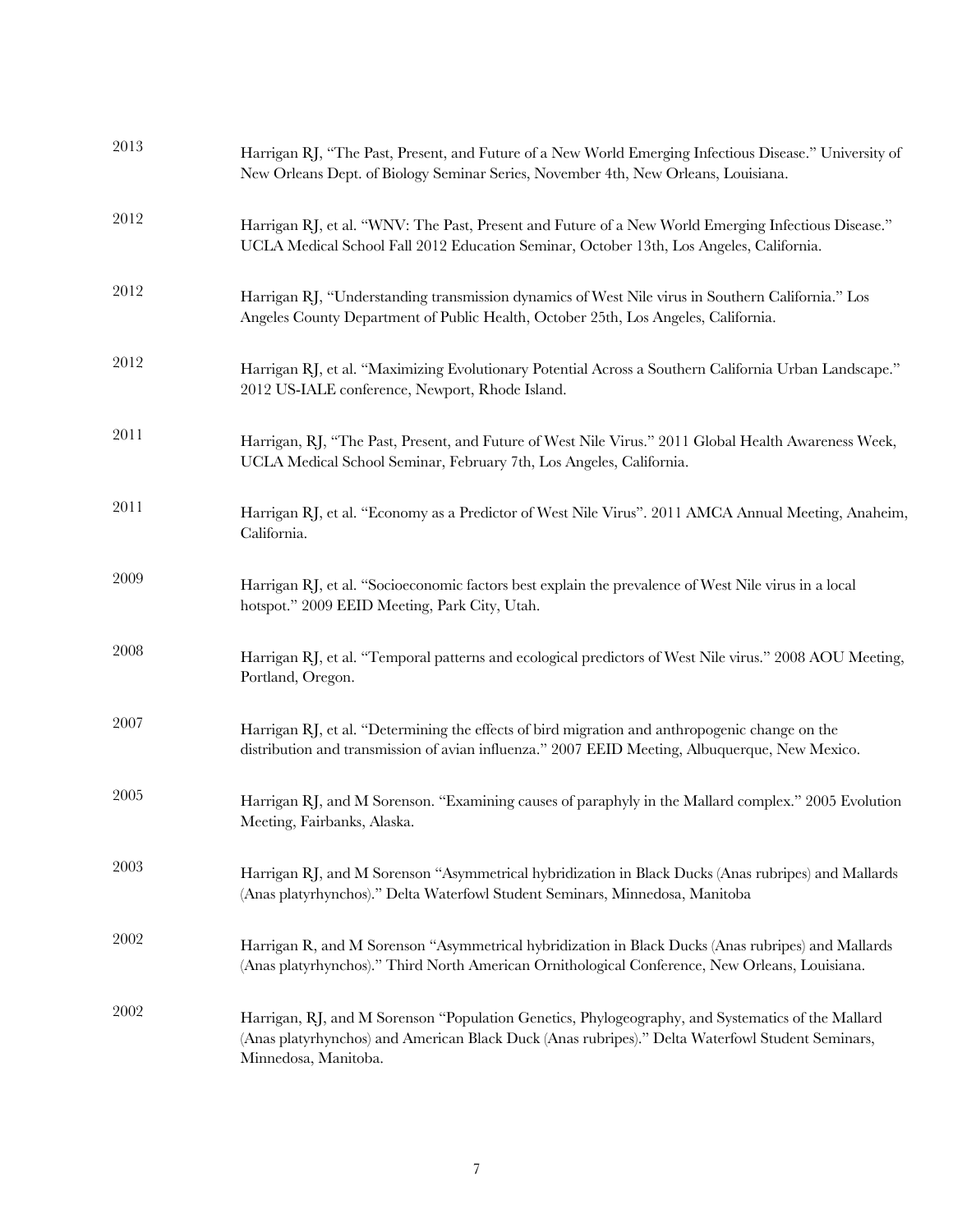2013 Harrigan RJ, "The Past, Present, and Future of a New World Emerging Infectious Disease." University of New Orleans Dept. of Biology Seminar Series, November 4th, New Orleans, Louisiana.

2012 Harrigan RJ, et al. "WNV: The Past, Present and Future of a New World Emerging Infectious Disease." UCLA Medical School Fall 2012 Education Seminar, October 13th, Los Angeles, California.

2012 Harrigan RJ, "Understanding transmission dynamics of West Nile virus in Southern California." Los Angeles County Department of Public Health, October 25th, Los Angeles, California.

2012 Harrigan RJ, et al. "Maximizing Evolutionary Potential Across a Southern California Urban Landscape." 2012 US-IALE conference, Newport, Rhode Island.

2011 Harrigan, RJ, "The Past, Present, and Future of West Nile Virus." 2011 Global Health Awareness Week, UCLA Medical School Seminar, February 7th, Los Angeles, California.

2011 Harrigan RJ, et al. "Economy as a Predictor of West Nile Virus". 2011 AMCA Annual Meeting, Anaheim, California.

2009 Harrigan RJ, et al. "Socioeconomic factors best explain the prevalence of West Nile virus in a local hotspot." 2009 EEID Meeting, Park City, Utah.

2008 Harrigan RJ, et al. "Temporal patterns and ecological predictors of West Nile virus." 2008 AOU Meeting, Portland, Oregon.

2007 Harrigan RJ, et al. "Determining the effects of bird migration and anthropogenic change on the distribution and transmission of avian influenza." 2007 EEID Meeting, Albuquerque, New Mexico.

2005 Harrigan RJ, and M Sorenson. "Examining causes of paraphyly in the Mallard complex." 2005 Evolution Meeting, Fairbanks, Alaska.

2003 Harrigan RJ, and M Sorenson "Asymmetrical hybridization in Black Ducks (Anas rubripes) and Mallards (Anas platyrhynchos)." Delta Waterfowl Student Seminars, Minnedosa, Manitoba

2002 Harrigan R, and M Sorenson "Asymmetrical hybridization in Black Ducks (Anas rubripes) and Mallards (Anas platyrhynchos)." Third North American Ornithological Conference, New Orleans, Louisiana.

2002 Harrigan, RJ, and M Sorenson "Population Genetics, Phylogeography, and Systematics of the Mallard (Anas platyrhynchos) and American Black Duck (Anas rubripes)." Delta Waterfowl Student Seminars, Minnedosa, Manitoba.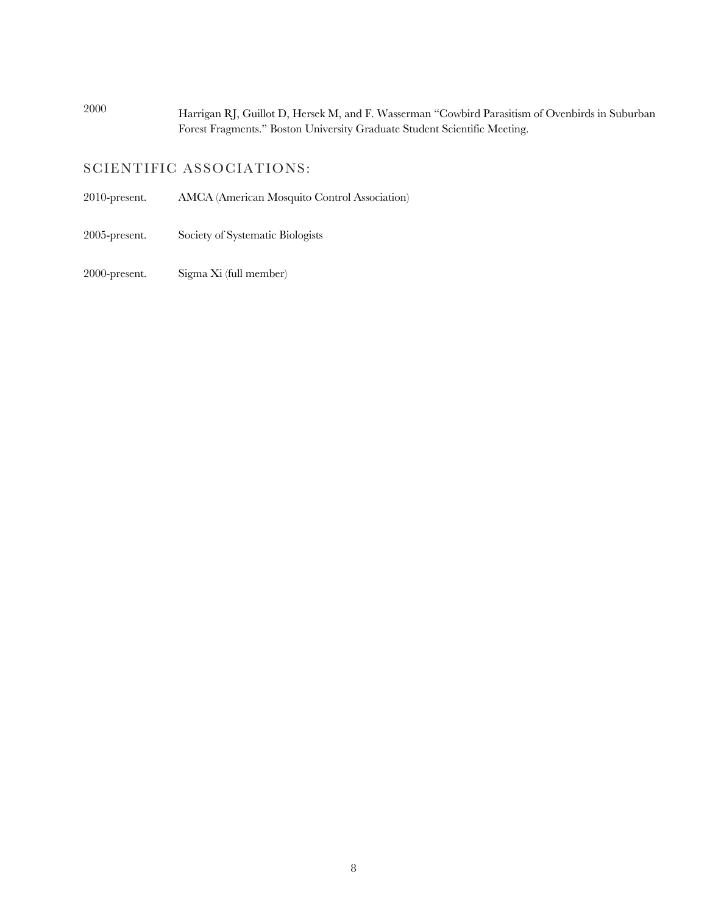2000 Harrigan RJ, Guillot D, Hersek M, and F. Wasserman "Cowbird Parasitism of Ovenbirds in Suburban Forest Fragments." Boston University Graduate Student Scientific Meeting.

## SCIENTIFIC ASSOCIATIONS:

2010-present. AMCA (American Mosquito Control Association)

2005-present. Society of Systematic Biologists

2000-present. Sigma Xi (full member)